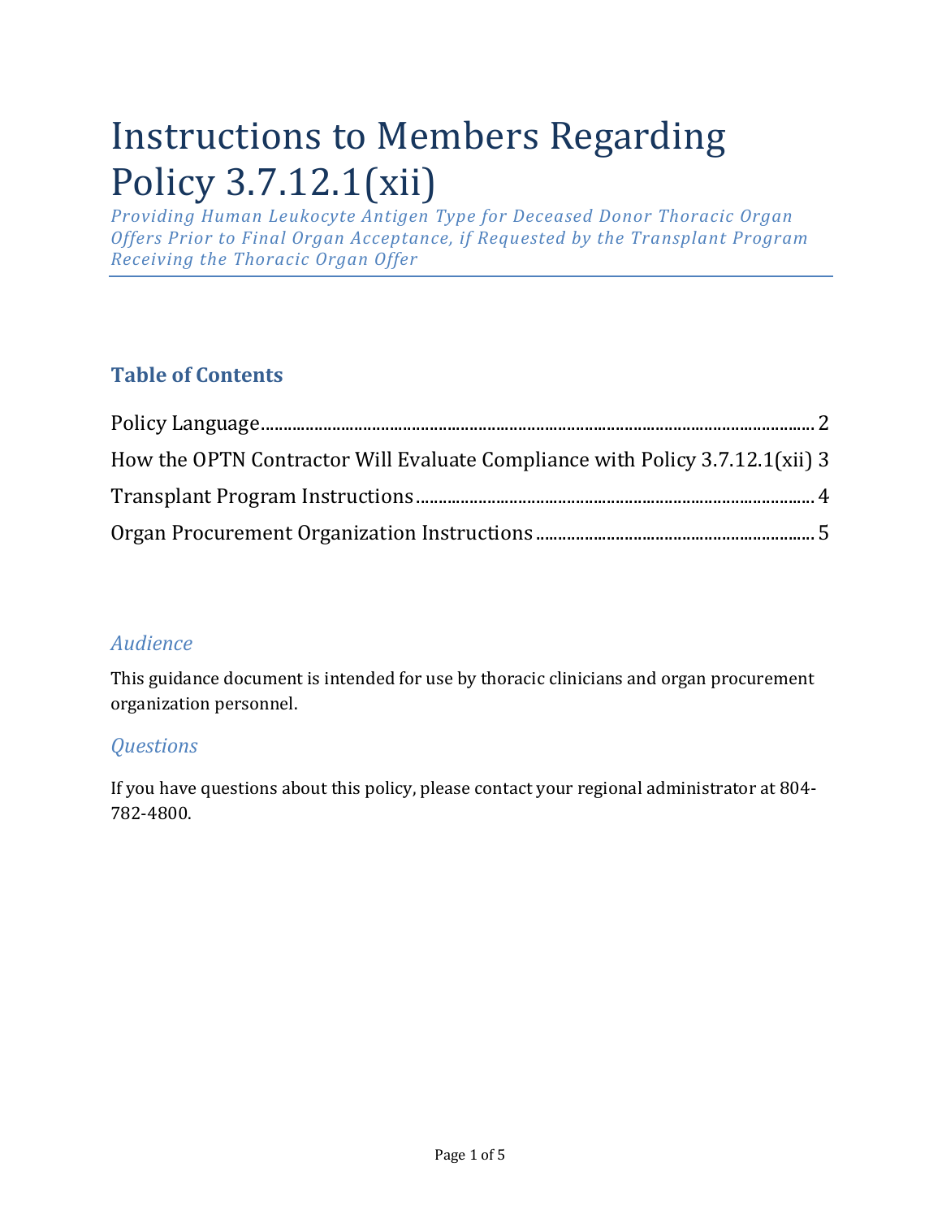# Instructions to Members Regarding Policy 3.7.12.1(xii)

*Providing Human Leukocyte Antigen Type for Deceased Donor Thoracic Organ Offers Prior to Final Organ Acceptance, if Requested by the Transplant Program Receiving the Thoracic Organ Offer*

## Table of Contents

Policy Language ........................................................................................................ 2

How the OPTN Contractor Will Evaluate Compliance with Policy 3.7.12.1(xii) 3

Transplant Program Instructions ............................................................................ 4

Organ Procurement Organization Instructions ..................................................... 5

### *Audience*

This guidance document is intended for use by thoracic clinicians and organ procurement organization personnel.

### *Questions*

If you have questions about this policy, please contact your regional administrator at 804-782-4800.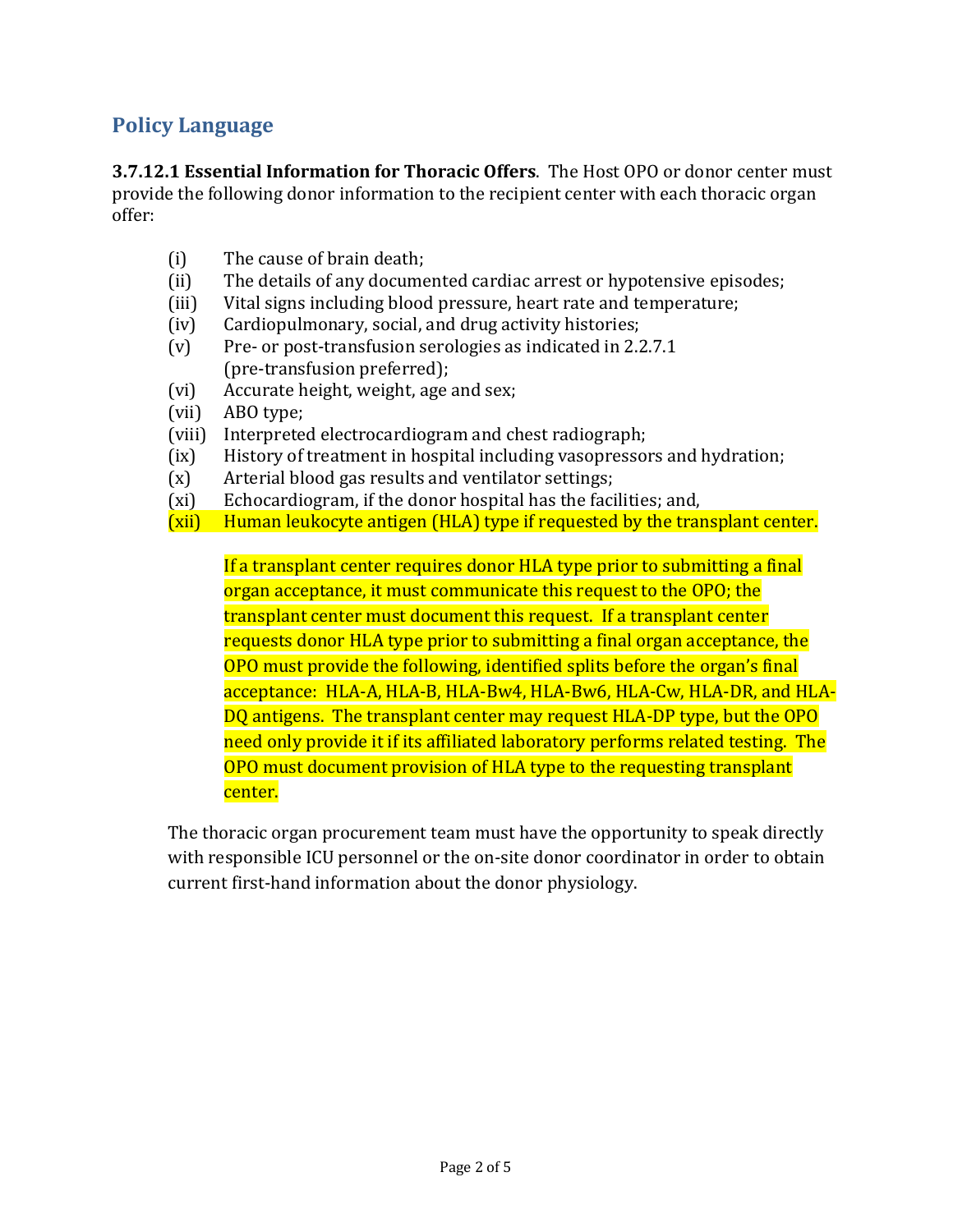## Policy Language

**3.7.12.1 Essential Information for Thoracic Offers**. The Host OPO or donor center must provide the following donor information to the recipient center with each thoracic organ offer:

(i) The cause of brain death;
(ii) The details of any documented cardiac arrest or hypotensive episodes;
(iii) Vital signs including blood pressure, heart rate and temperature;
(iv) Cardiopulmonary, social, and drug activity histories;
(v) Pre- or post-transfusion serologies as indicated in 2.2.7.1 (pre-transfusion preferred);
(vi) Accurate height, weight, age and sex;
(vii) ABO type;
(viii) Interpreted electrocardiogram and chest radiograph;
(ix) History of treatment in hospital including vasopressors and hydration;
(x) Arterial blood gas results and ventilator settings;
(xi) Echocardiogram, if the donor hospital has the facilities; and,
(xii) Human leukocyte antigen (HLA) type if requested by the transplant center.

If a transplant center requires donor HLA type prior to submitting a final organ acceptance, it must communicate this request to the OPO; the transplant center must document this request. If a transplant center requests donor HLA type prior to submitting a final organ acceptance, the OPO must provide the following, identified splits before the organ's final acceptance: HLA-A, HLA-B, HLA-Bw4, HLA-Bw6, HLA-Cw, HLA-DR, and HLA-DQ antigens. The transplant center may request HLA-DP type, but the OPO need only provide it if its affiliated laboratory performs related testing. The OPO must document provision of HLA type to the requesting transplant center.

The thoracic organ procurement team must have the opportunity to speak directly with responsible ICU personnel or the on-site donor coordinator in order to obtain current first-hand information about the donor physiology.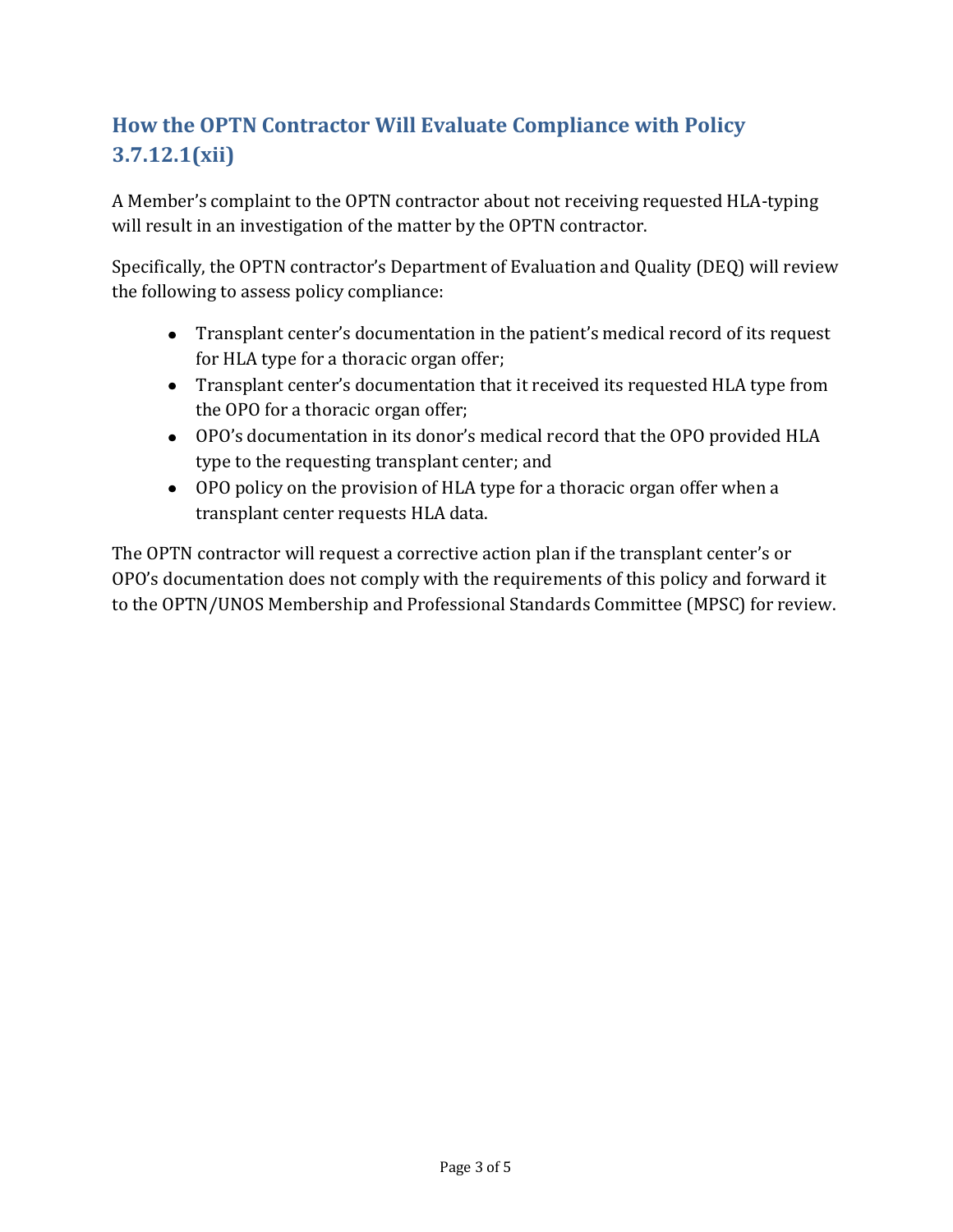## How the OPTN Contractor Will Evaluate Compliance with Policy 3.7.12.1(xii)

A Member's complaint to the OPTN contractor about not receiving requested HLA-typing will result in an investigation of the matter by the OPTN contractor.

Specifically, the OPTN contractor's Department of Evaluation and Quality (DEQ) will review the following to assess policy compliance:

- Transplant center's documentation in the patient's medical record of its request for HLA type for a thoracic organ offer;
- Transplant center's documentation that it received its requested HLA type from the OPO for a thoracic organ offer;
- OPO's documentation in its donor's medical record that the OPO provided HLA type to the requesting transplant center; and
- OPO policy on the provision of HLA type for a thoracic organ offer when a transplant center requests HLA data.

The OPTN contractor will request a corrective action plan if the transplant center's or OPO's documentation does not comply with the requirements of this policy and forward it to the OPTN/UNOS Membership and Professional Standards Committee (MPSC) for review.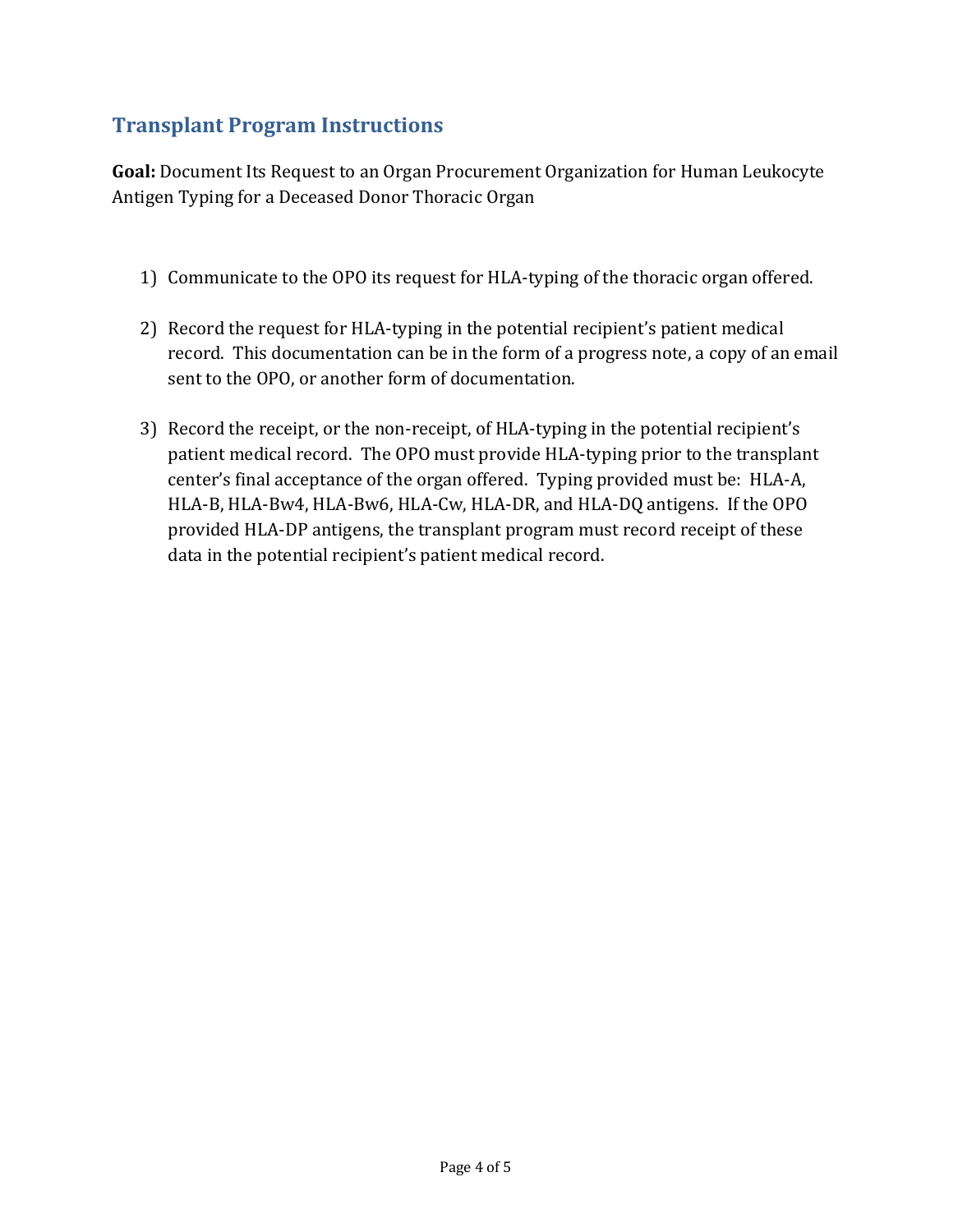## Transplant Program Instructions

**Goal:** Document Its Request to an Organ Procurement Organization for Human Leukocyte Antigen Typing for a Deceased Donor Thoracic Organ

1) Communicate to the OPO its request for HLA-typing of the thoracic organ offered.

2) Record the request for HLA-typing in the potential recipient's patient medical record. This documentation can be in the form of a progress note, a copy of an email sent to the OPO, or another form of documentation.

3) Record the receipt, or the non-receipt, of HLA-typing in the potential recipient's patient medical record. The OPO must provide HLA-typing prior to the transplant center's final acceptance of the organ offered. Typing provided must be: HLA-A, HLA-B, HLA-Bw4, HLA-Bw6, HLA-Cw, HLA-DR, and HLA-DQ antigens. If the OPO provided HLA-DP antigens, the transplant program must record receipt of these data in the potential recipient's patient medical record.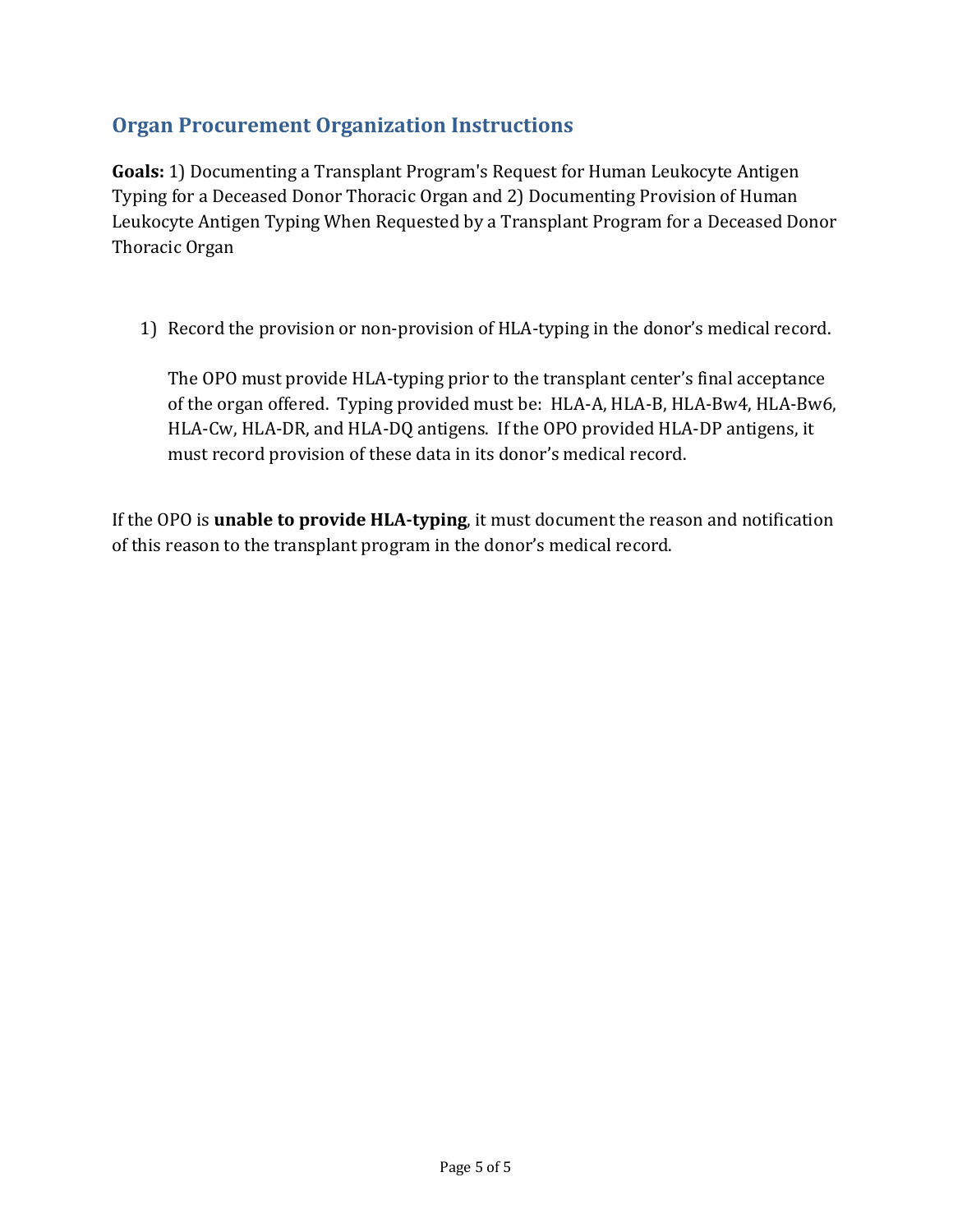## Organ Procurement Organization Instructions

**Goals:** 1) Documenting a Transplant Program's Request for Human Leukocyte Antigen Typing for a Deceased Donor Thoracic Organ and 2) Documenting Provision of Human Leukocyte Antigen Typing When Requested by a Transplant Program for a Deceased Donor Thoracic Organ

1) Record the provision or non-provision of HLA-typing in the donor's medical record.

   The OPO must provide HLA-typing prior to the transplant center's final acceptance of the organ offered. Typing provided must be: HLA-A, HLA-B, HLA-Bw4, HLA-Bw6, HLA-Cw, HLA-DR, and HLA-DQ antigens. If the OPO provided HLA-DP antigens, it must record provision of these data in its donor's medical record.

If the OPO is **unable to provide HLA-typing**, it must document the reason and notification of this reason to the transplant program in the donor's medical record.